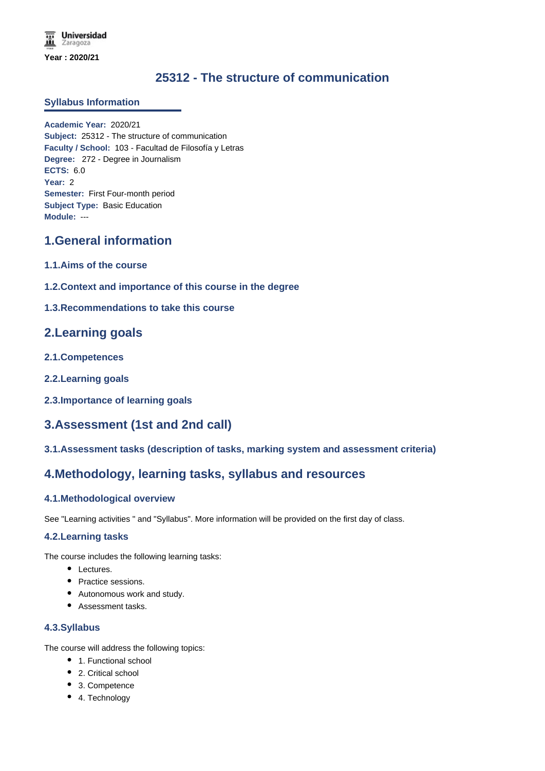Universidad Zaragoza

**Year : 2020/21**

# 25312 - The structure of communication

## Syllabus Information

**Academic Year:** 2020/21
**Subject:** 25312 - The structure of communication
**Faculty / School:** 103 - Facultad de Filosofía y Letras
**Degree:** 272 - Degree in Journalism
**ECTS:** 6.0
**Year:** 2
**Semester:** First Four-month period
**Subject Type:** Basic Education
**Module:** ---

## 1.General information

### 1.1.Aims of the course

### 1.2.Context and importance of this course in the degree

### 1.3.Recommendations to take this course

## 2.Learning goals

### 2.1.Competences

### 2.2.Learning goals

### 2.3.Importance of learning goals

## 3.Assessment (1st and 2nd call)

### 3.1.Assessment tasks (description of tasks, marking system and assessment criteria)

## 4.Methodology, learning tasks, syllabus and resources

### 4.1.Methodological overview

See "Learning activities " and "Syllabus". More information will be provided on the first day of class.

### 4.2.Learning tasks

The course includes the following learning tasks:

- Lectures.
- Practice sessions.
- Autonomous work and study.
- Assessment tasks.

### 4.3.Syllabus

The course will address the following topics:

- 1. Functional school
- 2. Critical school
- 3. Competence
- 4. Technology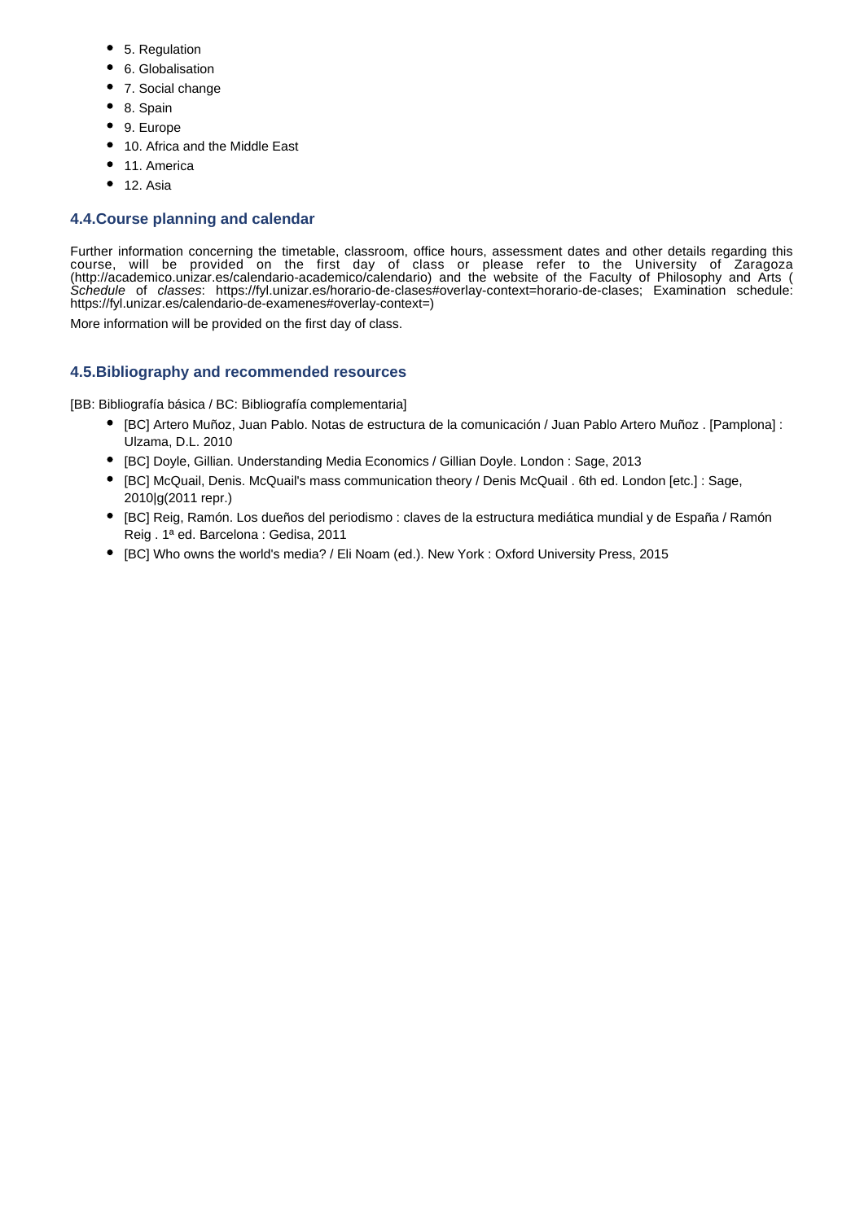- 5. Regulation
- 6. Globalisation
- 7. Social change
- 8. Spain
- 9. Europe
- 10. Africa and the Middle East
- 11. America
- 12. Asia

### 4.4.Course planning and calendar

Further information concerning the timetable, classroom, office hours, assessment dates and other details regarding this course, will be provided on the first day of class or please refer to the University of Zaragoza (http://academico.unizar.es/calendario-academico/calendario) and the website of the Faculty of Philosophy and Arts ( *Schedule* of *classes*: https://fyl.unizar.es/horario-de-clases#overlay-context=horario-de-clases; Examination schedule: https://fyl.unizar.es/calendario-de-examenes#overlay-context=)

More information will be provided on the first day of class.

### 4.5.Bibliography and recommended resources

[BB: Bibliografía básica / BC: Bibliografía complementaria]

- [BC] Artero Muñoz, Juan Pablo. Notas de estructura de la comunicación / Juan Pablo Artero Muñoz . [Pamplona] : Ulzama, D.L. 2010
- [BC] Doyle, Gillian. Understanding Media Economics / Gillian Doyle. London : Sage, 2013
- [BC] McQuail, Denis. McQuail's mass communication theory / Denis McQuail . 6th ed. London [etc.] : Sage, 2010|g(2011 repr.)
- [BC] Reig, Ramón. Los dueños del periodismo : claves de la estructura mediática mundial y de España / Ramón Reig . 1ª ed. Barcelona : Gedisa, 2011
- [BC] Who owns the world's media? / Eli Noam (ed.). New York : Oxford University Press, 2015